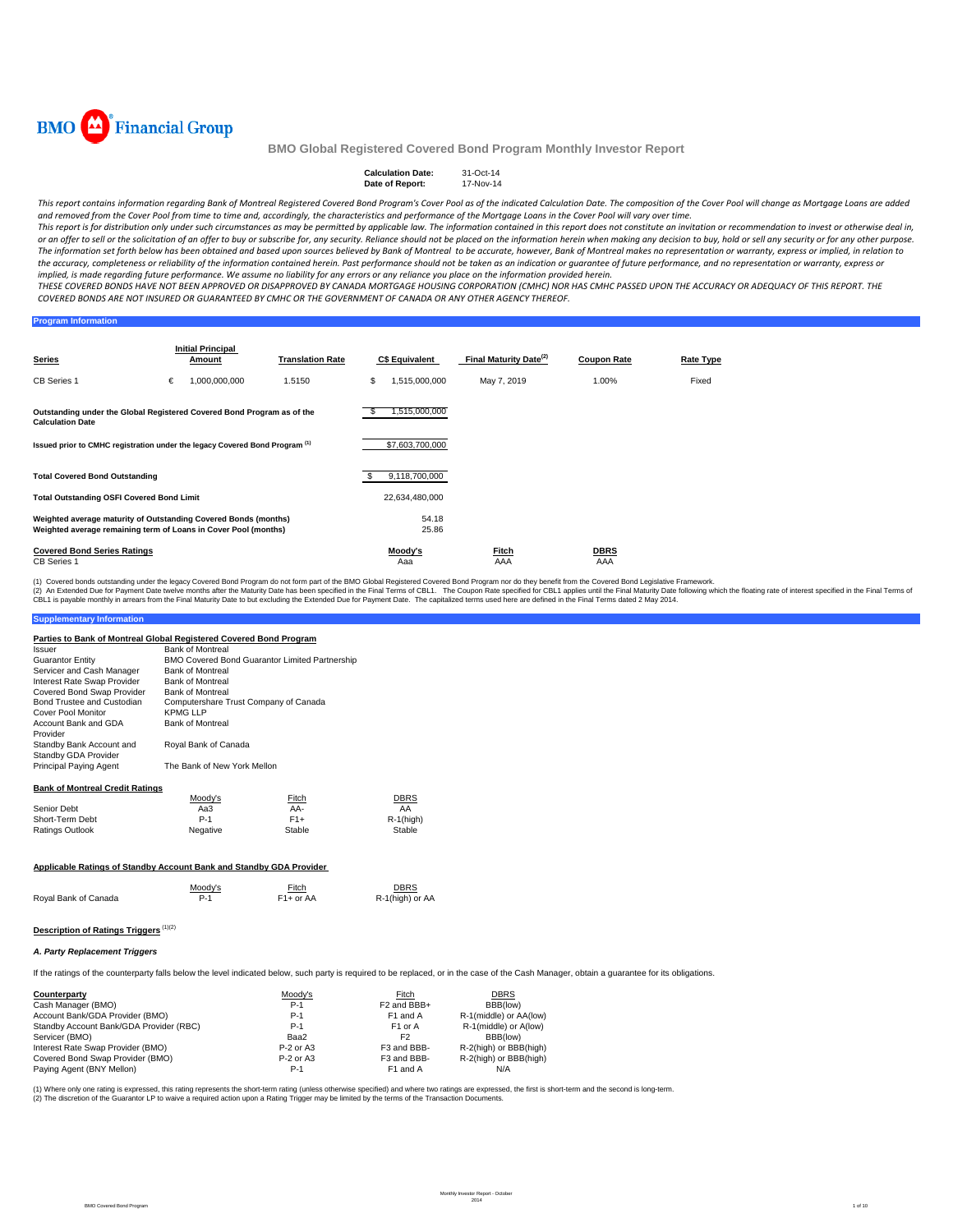# BMO Global Registered Covered Bond Program Monthly Investor Report

**Calculation Date:** 31-Oct-14
**Date of Report:** 17-Nov-14

*This report contains information regarding Bank of Montreal Registered Covered Bond Program's Cover Pool as of the indicated Calculation Date. The composition of the Cover Pool will change as Mortgage Loans are added and removed from the Cover Pool from time to time and, accordingly, the characteristics and performance of the Mortgage Loans in the Cover Pool will vary over time.*

*This report is for distribution only under such circumstances as may be permitted by applicable law. The information contained in this report does not constitute an invitation or recommendation to invest or otherwise deal in, or an offer to sell or the solicitation of an offer to buy or subscribe for, any security. Reliance should not be placed on the information herein when making any decision to buy, hold or sell any security or for any other purpose. The information set forth below has been obtained and based upon sources believed by Bank of Montreal to be accurate, however, Bank of Montreal makes no representation or warranty, express or implied, in relation to the accuracy, completeness or reliability of the information contained herein. Past performance should not be taken as an indication or guarantee of future performance, and no representation or warranty, express or implied, is made regarding future performance. We assume no liability for any errors or any reliance you place on the information provided herein.*

*THESE COVERED BONDS HAVE NOT BEEN APPROVED OR DISAPPROVED BY CANADA MORTGAGE HOUSING CORPORATION (CMHC) NOR HAS CMHC PASSED UPON THE ACCURACY OR ADEQUACY OF THIS REPORT. THE COVERED BONDS ARE NOT INSURED OR GUARANTEED BY CMHC OR THE GOVERNMENT OF CANADA OR ANY OTHER AGENCY THEREOF.*

## Program Information

| Series | Initial Principal Amount | Translation Rate | C$ Equivalent | Final Maturity Date[(2)] | Coupon Rate | Rate Type |
|---|---|---|---|---|---|---|
| CB Series 1 | € 1,000,000,000 | 1.5150 | $ 1,515,000,000 | May 7, 2019 | 1.00% | Fixed |

| | |
|---|---|
| Outstanding under the Global Registered Covered Bond Program as of the Calculation Date | $ 1,515,000,000 |
| Issued prior to CMHC registration under the legacy Covered Bond Program [(1)] | $7,603,700,000 |
| Total Covered Bond Outstanding | $ 9,118,700,000 |
| Total Outstanding OSFI Covered Bond Limit | 22,634,480,000 |
| Weighted average maturity of Outstanding Covered Bonds (months) | 54.18 |
| Weighted average remaining term of Loans in Cover Pool (months) | 25.86 |

| Covered Bond Series Ratings | Moody's | Fitch | DBRS |
|---|---|---|---|
| CB Series 1 | Aaa | AAA | AAA |

(1) Covered bonds outstanding under the legacy Covered Bond Program do not form part of the BMO Global Registered Covered Bond Program nor do they benefit from the Covered Bond Legislative Framework.
(2) An Extended Due for Payment Date twelve months after the Maturity Date has been specified in the Final Terms of CBL1. The Coupon Rate specified for CBL1 applies until the Final Maturity Date following which the floating rate of interest specified in the Final Terms of CBL1 is payable monthly in arrears from the Final Maturity Date to but excluding the Extended Due for Payment Date. The capitalized terms used here are defined in the Final Terms dated 2 May 2014.

## Supplementary Information

### Parties to Bank of Montreal Global Registered Covered Bond Program

| | |
|---|---|
| Issuer | Bank of Montreal |
| Guarantor Entity | BMO Covered Bond Guarantor Limited Partnership |
| Servicer and Cash Manager | Bank of Montreal |
| Interest Rate Swap Provider | Bank of Montreal |
| Covered Bond Swap Provider | Bank of Montreal |
| Bond Trustee and Custodian | Computershare Trust Company of Canada |
| Cover Pool Monitor | KPMG LLP |
| Account Bank and GDA Provider | Bank of Montreal |
| Standby Bank Account and Standby GDA Provider | Royal Bank of Canada |
| Principal Paying Agent | The Bank of New York Mellon |

### Bank of Montreal Credit Ratings

| | Moody's | Fitch | DBRS |
|---|---|---|---|
| Senior Debt | Aa3 | AA- | AA |
| Short-Term Debt | P-1 | F1+ | R-1(high) |
| Ratings Outlook | Negative | Stable | Stable |

### Applicable Ratings of Standby Account Bank and Standby GDA Provider

| | Moody's | Fitch | DBRS |
|---|---|---|---|
| Royal Bank of Canada | P-1 | F1+ or AA | R-1(high) or AA |

### Description of Ratings Triggers [(1)(2)]

#### *A. Party Replacement Triggers*

If the ratings of the counterparty falls below the level indicated below, such party is required to be replaced, or in the case of the Cash Manager, obtain a guarantee for its obligations.

| Counterparty | Moody's | Fitch | DBRS |
|---|---|---|---|
| Cash Manager (BMO) | P-1 | F2 and BBB+ | BBB(low) |
| Account Bank/GDA Provider (BMO) | P-1 | F1 and A | R-1(middle) or AA(low) |
| Standby Account Bank/GDA Provider (RBC) | P-1 | F1 or A | R-1(middle) or A(low) |
| Servicer (BMO) | Baa2 | F2 | BBB(low) |
| Interest Rate Swap Provider (BMO) | P-2 or A3 | F3 and BBB- | R-2(high) or BBB(high) |
| Covered Bond Swap Provider (BMO) | P-2 or A3 | F3 and BBB- | R-2(high) or BBB(high) |
| Paying Agent (BNY Mellon) | P-1 | F1 and A | N/A |

(1) Where only one rating is expressed, this rating represents the short-term rating (unless otherwise specified) and where two ratings are expressed, the first is short-term and the second is long-term.
(2) The discretion of the Guarantor LP to waive a required action upon a Rating Trigger may be limited by the terms of the Transaction Documents.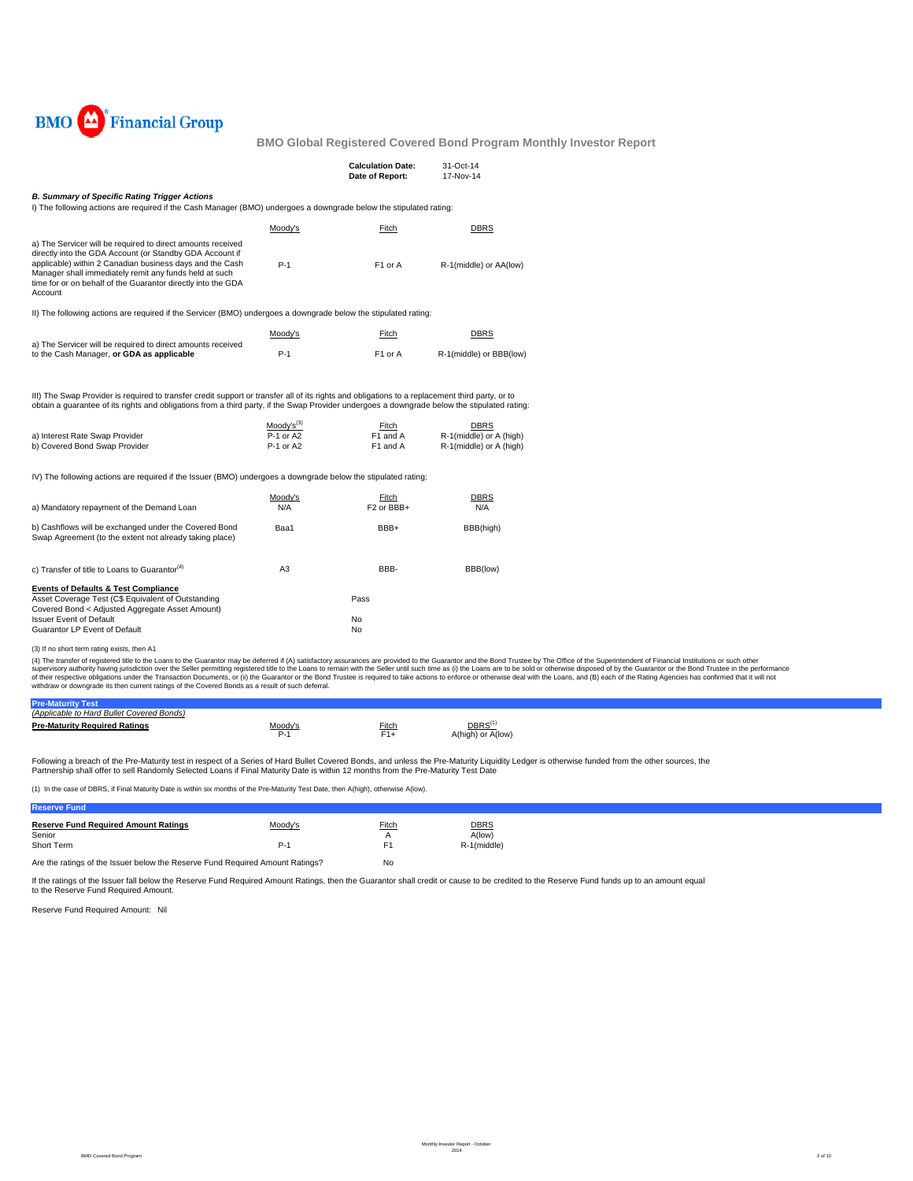BMO Financial Group

**BMO Global Registered Covered Bond Program Monthly Investor Report**

| | |
|---|---|
| **Calculation Date:** | 31-Oct-14 |
| **Date of Report:** | 17-Nov-14 |

***B. Summary of Specific Rating Trigger Actions***

I) The following actions are required if the Cash Manager (BMO) undergoes a downgrade below the stipulated rating:

| | Moody's | Fitch | DBRS |
|---|---|---|---|
| a) The Servicer will be required to direct amounts received directly into the GDA Account (or Standby GDA Account if applicable) within 2 Canadian business days and the Cash Manager shall immediately remit any funds held at such time for or on behalf of the Guarantor directly into the GDA Account | P-1 | F1 or A | R-1(middle) or AA(low) |

II) The following actions are required if the Servicer (BMO) undergoes a downgrade below the stipulated rating:

| | Moody's | Fitch | DBRS |
|---|---|---|---|
| a) The Servicer will be required to direct amounts received to the Cash Manager, **or GDA as applicable** | P-1 | F1 or A | R-1(middle) or BBB(low) |

III) The Swap Provider is required to transfer credit support or transfer all of its rights and obligations to a replacement third party, or to obtain a guarantee of its rights and obligations from a third party, if the Swap Provider undergoes a downgrade below the stipulated rating:

| | Moody's[3] | Fitch | DBRS |
|---|---|---|---|
| a) Interest Rate Swap Provider | P-1 or A2 | F1 and A | R-1(middle) or A (high) |
| b) Covered Bond Swap Provider | P-1 or A2 | F1 and A | R-1(middle) or A (high) |

IV) The following actions are required if the Issuer (BMO) undergoes a downgrade below the stipulated rating:

| | Moody's | Fitch | DBRS |
|---|---|---|---|
| a) Mandatory repayment of the Demand Loan | N/A | F2 or BBB+ | N/A |
| b) Cashflows will be exchanged under the Covered Bond Swap Agreement (to the extent not already taking place) | Baa1 | BBB+ | BBB(high) |
| c) Transfer of title to Loans to Guarantor[4] | A3 | BBB- | BBB(low) |

**Events of Defaults & Test Compliance**

| | |
|---|---|
| Asset Coverage Test (C$ Equivalent of Outstanding Covered Bond < Adjusted Aggregate Asset Amount) | Pass |
| Issuer Event of Default | No |
| Guarantor LP Event of Default | No |

(3) If no short term rating exists, then A1

(4) The transfer of registered title to the Loans to the Guarantor may be deferred if (A) satisfactory assurances are provided to the Guarantor and the Bond Trustee by The Office of the Superintendent of Financial Institutions or such other supervisory authority having jurisdiction over the Seller permitting registered title to the Loans to remain with the Seller until such time as (i) the Loans are to be sold or otherwise disposed of by the Guarantor or the Bond Trustee in the performance of their respective obligations under the Transaction Documents, or (ii) the Guarantor or the Bond Trustee is required to take actions to enforce or otherwise deal with the Loans, and (B) each of the Rating Agencies has confirmed that it will not withdraw or downgrade its then current ratings of the Covered Bonds as a result of such deferral.

**Pre-Maturity Test**

*(Applicable to Hard Bullet Covered Bonds)*

| **Pre-Maturity Required Ratings** | Moody's | Fitch | DBRS[1] |
|---|---|---|---|
| | P-1 | F1+ | A(high) or A(low) |

Following a breach of the Pre-Maturity test in respect of a Series of Hard Bullet Covered Bonds, and unless the Pre-Maturity Liquidity Ledger is otherwise funded from the other sources, the Partnership shall offer to sell Randomly Selected Loans if Final Maturity Date is within 12 months from the Pre-Maturity Test Date

(1) In the case of DBRS, if Final Maturity Date is within six months of the Pre-Maturity Test Date, then A(high), otherwise A(low).

**Reserve Fund**

| **Reserve Fund Required Amount Ratings** | Moody's | Fitch | DBRS |
|---|---|---|---|
| Senior | | A | A(low) |
| Short Term | P-1 | F1 | R-1(middle) |

Are the ratings of the Issuer below the Reserve Fund Required Amount Ratings? No

If the ratings of the Issuer fall below the Reserve Fund Required Amount Ratings, then the Guarantor shall credit or cause to be credited to the Reserve Fund funds up to an amount equal to the Reserve Fund Required Amount.

Reserve Fund Required Amount: Nil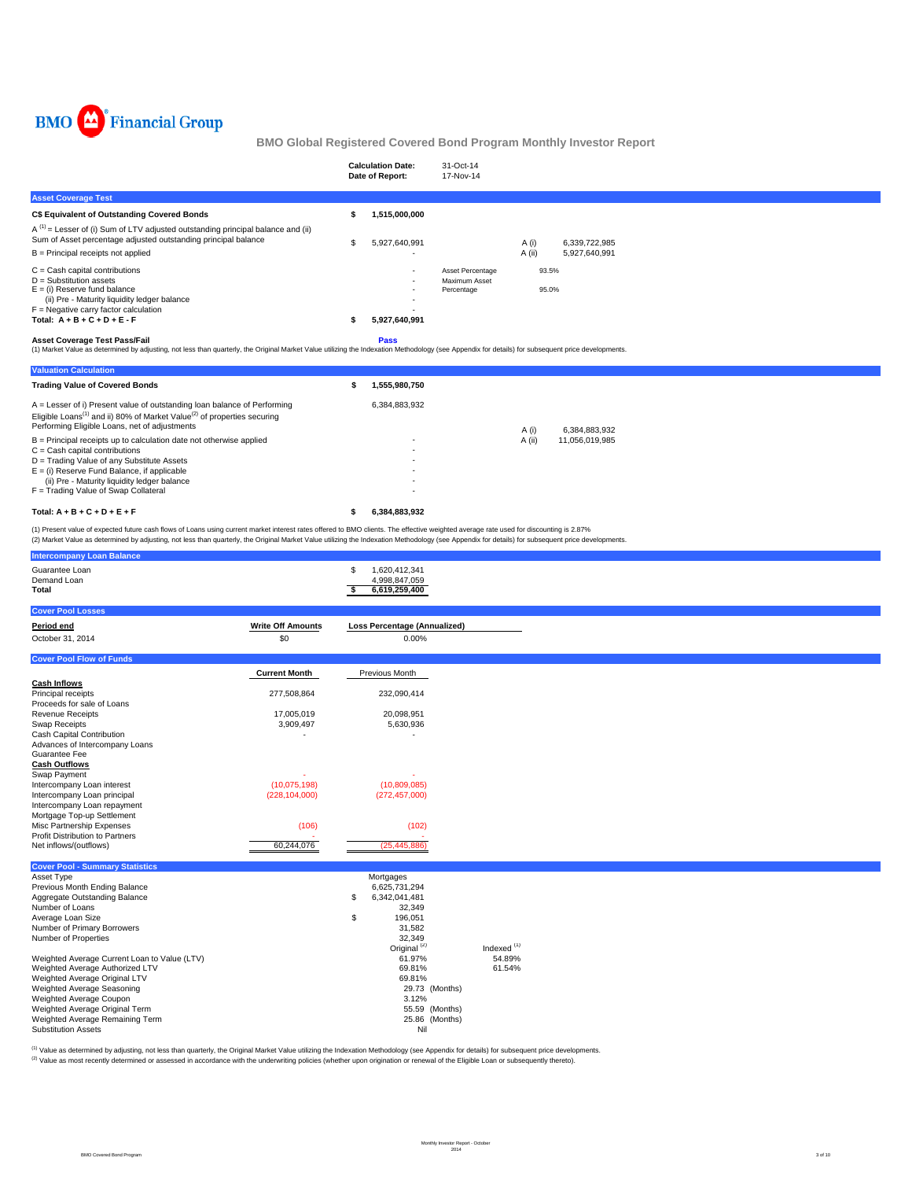BMO Financial Group

# BMO Global Registered Covered Bond Program Monthly Investor Report

| | |
|---|---|
| **Calculation Date:** | 31-Oct-14 |
| **Date of Report:** | 17-Nov-14 |

## Asset Coverage Test

| | | | | |
|---|---|---|---|---|
| **C$ Equivalent of Outstanding Covered Bonds** | **$ 1,515,000,000** | | | |
| A [(1)] = Lesser of (i) Sum of LTV adjusted outstanding principal balance and (ii) Sum of Asset percentage adjusted outstanding principal balance | $ 5,927,640,991 | | A (i) | 6,339,722,985 |
| B = Principal receipts not applied | - | | A (ii) | 5,927,640,991 |
| C = Cash capital contributions | - | Asset Percentage | 93.5% | |
| D = Substitution assets | - | Maximum Asset Percentage | 95.0% | |
| E = (i) Reserve fund balance | - | | | |
| (ii) Pre - Maturity liquidity ledger balance | - | | | |
| F = Negative carry factor calculation | - | | | |
| **Total: A + B + C + D + E - F** | **$ 5,927,640,991** | | | |

**Asset Coverage Test Pass/Fail** **Pass**

(1) Market Value as determined by adjusting, not less than quarterly, the Original Market Value utilizing the Indexation Methodology (see Appendix for details) for subsequent price developments.

## Valuation Calculation

| | | | |
|---|---|---|---|
| **Trading Value of Covered Bonds** | **$ 1,555,980,750** | | |
| A = Lesser of i) Present value of outstanding loan balance of Performing Eligible Loans[(1)] and ii) 80% of Market Value[(2)] of properties securing Performing Eligible Loans, net of adjustments | 6,384,883,932 | A (i) | 6,384,883,932 |
| B = Principal receipts up to calculation date not otherwise applied | - | A (ii) | 11,056,019,985 |
| C = Cash capital contributions | - | | |
| D = Trading Value of any Substitute Assets | - | | |
| E = (i) Reserve Fund Balance, if applicable | - | | |
| (ii) Pre - Maturity liquidity ledger balance | - | | |
| F = Trading Value of Swap Collateral | - | | |
| **Total: A + B + C + D + E + F** | **$ 6,384,883,932** | | |

(1) Present value of expected future cash flows of Loans using current market interest rates offered to BMO clients. The effective weighted average rate used for discounting is 2.87%

(2) Market Value as determined by adjusting, not less than quarterly, the Original Market Value utilizing the Indexation Methodology (see Appendix for details) for subsequent price developments.

## Intercompany Loan Balance

| | |
|---|---|
| Guarantee Loan | $ 1,620,412,341 |
| Demand Loan | 4,998,847,059 |
| **Total** | **$ 6,619,259,400** |

## Cover Pool Losses

| Period end | Write Off Amounts | Loss Percentage (Annualized) |
|---|---|---|
| October 31, 2014 | $0 | 0.00% |

## Cover Pool Flow of Funds

| | Current Month | Previous Month |
|---|---|---|
| **Cash Inflows** | | |
| Principal receipts | 277,508,864 | 232,090,414 |
| Proceeds for sale of Loans | | |
| Revenue Receipts | 17,005,019 | 20,098,951 |
| Swap Receipts | 3,909,497 | 5,630,936 |
| Cash Capital Contribution | - | - |
| Advances of Intercompany Loans | | |
| Guarantee Fee | | |
| **Cash Outflows** | | |
| Swap Payment | - | - |
| Intercompany Loan interest | (10,075,198) | (10,809,085) |
| Intercompany Loan principal | (228,104,000) | (272,457,000) |
| Intercompany Loan repayment | | |
| Mortgage Top-up Settlement | | |
| Misc Partnership Expenses | (106) | (102) |
| Profit Distribution to Partners | - | - |
| Net inflows/(outflows) | 60,244,076 | (25,445,886) |

## Cover Pool - Summary Statistics

| | | |
|---|---|---|
| Asset Type | Mortgages | |
| Previous Month Ending Balance | 6,625,731,294 | |
| Aggregate Outstanding Balance | $ 6,342,041,481 | |
| Number of Loans | 32,349 | |
| Average Loan Size | $ 196,051 | |
| Number of Primary Borrowers | 31,582 | |
| Number of Properties | 32,349 | |
| | **Original [(2)]** | **Indexed [(1)]** |
| Weighted Average Current Loan to Value (LTV) | 61.97% | 54.89% |
| Weighted Average Authorized LTV | 69.81% | 61.54% |
| Weighted Average Original LTV | 69.81% | |
| Weighted Average Seasoning | 29.73 (Months) | |
| Weighted Average Coupon | 3.12% | |
| Weighted Average Original Term | 55.59 (Months) | |
| Weighted Average Remaining Term | 25.86 (Months) | |
| Substitution Assets | Nil | |

[(1)] Value as determined by adjusting, not less than quarterly, the Original Market Value utilizing the Indexation Methodology (see Appendix for details) for subsequent price developments.

[(2)] Value as most recently determined or assessed in accordance with the underwriting policies (whether upon origination or renewal of the Eligible Loan or subsequently thereto).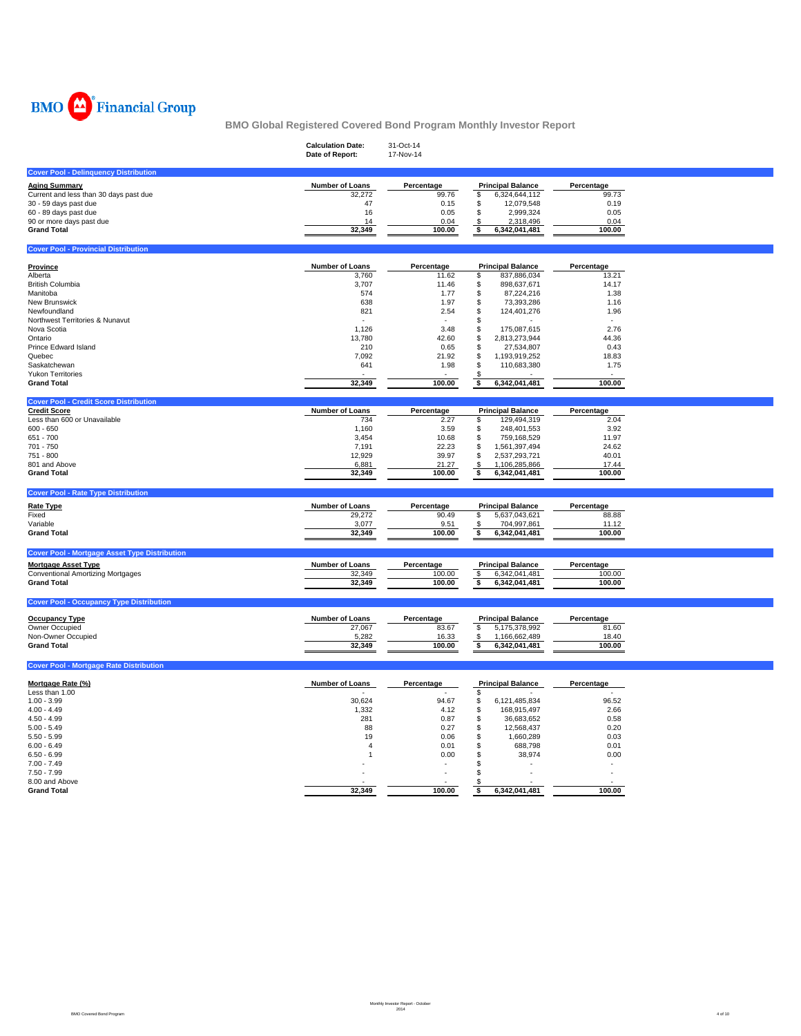BMO Financial Group

# BMO Global Registered Covered Bond Program Monthly Investor Report

**Calculation Date:** 31-Oct-14
**Date of Report:** 17-Nov-14

## Cover Pool - Delinquency Distribution

| Aging Summary | Number of Loans | Percentage | Principal Balance | Percentage |
|---|---|---|---|---|
| Current and less than 30 days past due | 32,272 | 99.76 | $ 6,324,644,112 | 99.73 |
| 30 - 59 days past due | 47 | 0.15 | $ 12,079,548 | 0.19 |
| 60 - 89 days past due | 16 | 0.05 | $ 2,999,324 | 0.05 |
| 90 or more days past due | 14 | 0.04 | $ 2,318,496 | 0.04 |
| **Grand Total** | **32,349** | **100.00** | **$ 6,342,041,481** | **100.00** |

## Cover Pool - Provincial Distribution

| Province | Number of Loans | Percentage | Principal Balance | Percentage |
|---|---|---|---|---|
| Alberta | 3,760 | 11.62 | $ 837,886,034 | 13.21 |
| British Columbia | 3,707 | 11.46 | $ 898,637,671 | 14.17 |
| Manitoba | 574 | 1.77 | $ 87,224,216 | 1.38 |
| New Brunswick | 638 | 1.97 | $ 73,393,286 | 1.16 |
| Newfoundland | 821 | 2.54 | $ 124,401,276 | 1.96 |
| Northwest Territories & Nunavut | - | - | $ - | - |
| Nova Scotia | 1,126 | 3.48 | $ 175,087,615 | 2.76 |
| Ontario | 13,780 | 42.60 | $ 2,813,273,944 | 44.36 |
| Prince Edward Island | 210 | 0.65 | $ 27,534,807 | 0.43 |
| Quebec | 7,092 | 21.92 | $ 1,193,919,252 | 18.83 |
| Saskatchewan | 641 | 1.98 | $ 110,683,380 | 1.75 |
| Yukon Territories | - | - | $ - | - |
| **Grand Total** | **32,349** | **100.00** | **$ 6,342,041,481** | **100.00** |

## Cover Pool - Credit Score Distribution

| Credit Score | Number of Loans | Percentage | Principal Balance | Percentage |
|---|---|---|---|---|
| Less than 600 or Unavailable | 734 | 2.27 | $ 129,494,319 | 2.04 |
| 600 - 650 | 1,160 | 3.59 | $ 248,401,553 | 3.92 |
| 651 - 700 | 3,454 | 10.68 | $ 759,168,529 | 11.97 |
| 701 - 750 | 7,191 | 22.23 | $ 1,561,397,494 | 24.62 |
| 751 - 800 | 12,929 | 39.97 | $ 2,537,293,721 | 40.01 |
| 801 and Above | 6,881 | 21.27 | $ 1,106,285,866 | 17.44 |
| **Grand Total** | **32,349** | **100.00** | **$ 6,342,041,481** | **100.00** |

## Cover Pool - Rate Type Distribution

| Rate Type | Number of Loans | Percentage | Principal Balance | Percentage |
|---|---|---|---|---|
| Fixed | 29,272 | 90.49 | $ 5,637,043,621 | 88.88 |
| Variable | 3,077 | 9.51 | $ 704,997,861 | 11.12 |
| **Grand Total** | **32,349** | **100.00** | **$ 6,342,041,481** | **100.00** |

## Cover Pool - Mortgage Asset Type Distribution

| Mortgage Asset Type | Number of Loans | Percentage | Principal Balance | Percentage |
|---|---|---|---|---|
| Conventional Amortizing Mortgages | 32,349 | 100.00 | $ 6,342,041,481 | 100.00 |
| **Grand Total** | **32,349** | **100.00** | **$ 6,342,041,481** | **100.00** |

## Cover Pool - Occupancy Type Distribution

| Occupancy Type | Number of Loans | Percentage | Principal Balance | Percentage |
|---|---|---|---|---|
| Owner Occupied | 27,067 | 83.67 | $ 5,175,378,992 | 81.60 |
| Non-Owner Occupied | 5,282 | 16.33 | $ 1,166,662,489 | 18.40 |
| **Grand Total** | **32,349** | **100.00** | **$ 6,342,041,481** | **100.00** |

## Cover Pool - Mortgage Rate Distribution

| Mortgage Rate (%) | Number of Loans | Percentage | Principal Balance | Percentage |
|---|---|---|---|---|
| Less than 1.00 | - | - | $ - | - |
| 1.00 - 3.99 | 30,624 | 94.67 | $ 6,121,485,834 | 96.52 |
| 4.00 - 4.49 | 1,332 | 4.12 | $ 168,915,497 | 2.66 |
| 4.50 - 4.99 | 281 | 0.87 | $ 36,683,652 | 0.58 |
| 5.00 - 5.49 | 88 | 0.27 | $ 12,568,437 | 0.20 |
| 5.50 - 5.99 | 19 | 0.06 | $ 1,660,289 | 0.03 |
| 6.00 - 6.49 | 4 | 0.01 | $ 688,798 | 0.01 |
| 6.50 - 6.99 | 1 | 0.00 | $ 38,974 | 0.00 |
| 7.00 - 7.49 | - | - | $ - | - |
| 7.50 - 7.99 | - | - | $ - | - |
| 8.00 and Above | - | - | $ - | - |
| **Grand Total** | **32,349** | **100.00** | **$ 6,342,041,481** | **100.00** |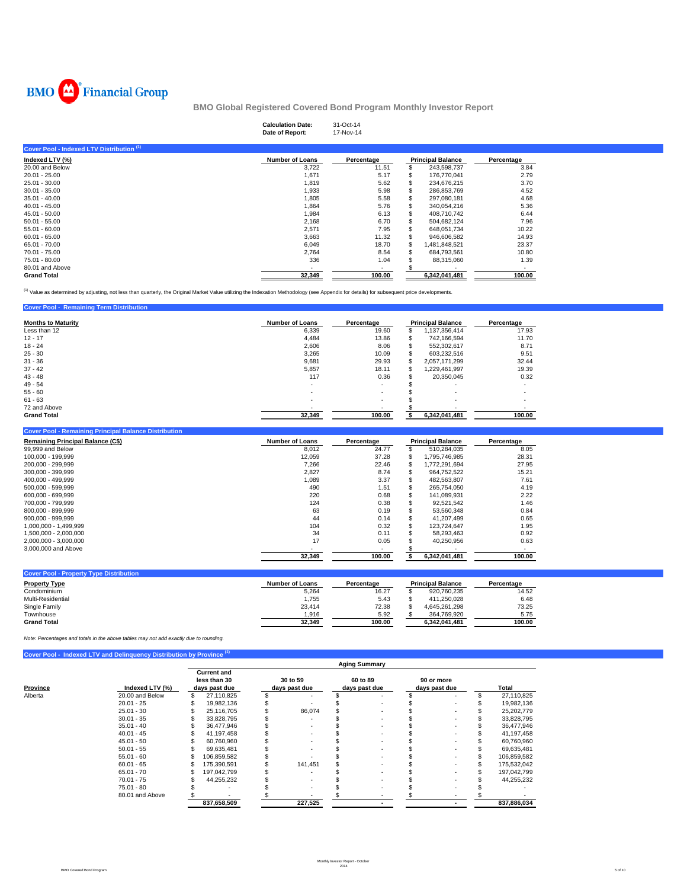BMO Financial Group

# BMO Global Registered Covered Bond Program Monthly Investor Report

| | |
|---|---|
| **Calculation Date:** | 31-Oct-14 |
| **Date of Report:** | 17-Nov-14 |

## Cover Pool - Indexed LTV Distribution [1]

| Indexed LTV (%) | Number of Loans | Percentage | Principal Balance | Percentage |
|---|---|---|---|---|
| 20.00 and Below | 3,722 | 11.51 | $ 243,598,737 | 3.84 |
| 20.01 - 25.00 | 1,671 | 5.17 | $ 176,770,041 | 2.79 |
| 25.01 - 30.00 | 1,819 | 5.62 | $ 234,676,215 | 3.70 |
| 30.01 - 35.00 | 1,933 | 5.98 | $ 286,853,769 | 4.52 |
| 35.01 - 40.00 | 1,805 | 5.58 | $ 297,080,181 | 4.68 |
| 40.01 - 45.00 | 1,864 | 5.76 | $ 340,054,216 | 5.36 |
| 45.01 - 50.00 | 1,984 | 6.13 | $ 408,710,742 | 6.44 |
| 50.01 - 55.00 | 2,168 | 6.70 | $ 504,682,124 | 7.96 |
| 55.01 - 60.00 | 2,571 | 7.95 | $ 648,051,734 | 10.22 |
| 60.01 - 65.00 | 3,663 | 11.32 | $ 946,606,582 | 14.93 |
| 65.01 - 70.00 | 6,049 | 18.70 | $ 1,481,848,521 | 23.37 |
| 70.01 - 75.00 | 2,764 | 8.54 | $ 684,793,561 | 10.80 |
| 75.01 - 80.00 | 336 | 1.04 | $ 88,315,060 | 1.39 |
| 80.01 and Above | - | - | $ - | - |
| **Grand Total** | **32,349** | **100.00** | **6,342,041,481** | **100.00** |

[1] Value as determined by adjusting, not less than quarterly, the Original Market Value utilizing the Indexation Methodology (see Appendix for details) for subsequent price developments.

## Cover Pool - Remaining Term Distribution

| Months to Maturity | Number of Loans | Percentage | Principal Balance | Percentage |
|---|---|---|---|---|
| Less than 12 | 6,339 | 19.60 | $ 1,137,356,414 | 17.93 |
| 12 - 17 | 4,484 | 13.86 | $ 742,166,594 | 11.70 |
| 18 - 24 | 2,606 | 8.06 | $ 552,302,617 | 8.71 |
| 25 - 30 | 3,265 | 10.09 | $ 603,232,516 | 9.51 |
| 31 - 36 | 9,681 | 29.93 | $ 2,057,171,299 | 32.44 |
| 37 - 42 | 5,857 | 18.11 | $ 1,229,461,997 | 19.39 |
| 43 - 48 | 117 | 0.36 | $ 20,350,045 | 0.32 |
| 49 - 54 | - | - | $ - | - |
| 55 - 60 | - | - | $ - | - |
| 61 - 63 | - | - | $ - | - |
| 72 and Above | - | - | $ - | - |
| **Grand Total** | **32,349** | **100.00** | **$ 6,342,041,481** | **100.00** |

## Cover Pool - Remaining Principal Balance Distribution

| Remaining Principal Balance (C$) | Number of Loans | Percentage | Principal Balance | Percentage |
|---|---|---|---|---|
| 99,999 and Below | 8,012 | 24.77 | $ 510,284,035 | 8.05 |
| 100,000 - 199,999 | 12,059 | 37.28 | $ 1,795,746,985 | 28.31 |
| 200,000 - 299,999 | 7,266 | 22.46 | $ 1,772,291,694 | 27.95 |
| 300,000 - 399,999 | 2,827 | 8.74 | $ 964,752,522 | 15.21 |
| 400,000 - 499,999 | 1,089 | 3.37 | $ 482,563,807 | 7.61 |
| 500,000 - 599,999 | 490 | 1.51 | $ 265,754,050 | 4.19 |
| 600,000 - 699,999 | 220 | 0.68 | $ 141,089,931 | 2.22 |
| 700,000 - 799,999 | 124 | 0.38 | $ 92,521,542 | 1.46 |
| 800,000 - 899,999 | 63 | 0.19 | $ 53,560,348 | 0.84 |
| 900,000 - 999,999 | 44 | 0.14 | $ 41,207,499 | 0.65 |
| 1,000,000 - 1,499,999 | 104 | 0.32 | $ 123,724,647 | 1.95 |
| 1,500,000 - 2,000,000 | 34 | 0.11 | $ 58,293,463 | 0.92 |
| 2,000,000 - 3,000,000 | 17 | 0.05 | $ 40,250,956 | 0.63 |
| 3,000,000 and Above | - | - | $ - | - |
| | **32,349** | **100.00** | **$ 6,342,041,481** | **100.00** |

## Cover Pool - Property Type Distribution

| Property Type | Number of Loans | Percentage | Principal Balance | Percentage |
|---|---|---|---|---|
| Condominium | 5,264 | 16.27 | $ 920,760,235 | 14.52 |
| Multi-Residential | 1,755 | 5.43 | $ 411,250,028 | 6.48 |
| Single Family | 23,414 | 72.38 | $ 4,645,261,298 | 73.25 |
| Townhouse | 1,916 | 5.92 | $ 364,769,920 | 5.75 |
| **Grand Total** | **32,349** | **100.00** | **6,342,041,481** | **100.00** |

*Note: Percentages and totals in the above tables may not add exactly due to rounding.*

## Cover Pool - Indexed LTV and Delinquency Distribution by Province [1]

| | | Aging Summary | | | | |
|---|---|---|---|---|---|---|
| **Province** | **Indexed LTV (%)** | **Current and less than 30 days past due** | **30 to 59 days past due** | **60 to 89 days past due** | **90 or more days past due** | **Total** |
| Alberta | 20.00 and Below | $ 27,110,825 | $ - | $ - | $ - | $ 27,110,825 |
| | 20.01 - 25 | $ 19,982,136 | $ - | $ - | $ - | $ 19,982,136 |
| | 25.01 - 30 | $ 25,116,705 | $ 86,074 | $ - | $ - | $ 25,202,779 |
| | 30.01 - 35 | $ 33,828,795 | $ - | $ - | $ - | $ 33,828,795 |
| | 35.01 - 40 | $ 36,477,946 | $ - | $ - | $ - | $ 36,477,946 |
| | 40.01 - 45 | $ 41,197,458 | $ - | $ - | $ - | $ 41,197,458 |
| | 45.01 - 50 | $ 60,760,960 | $ - | $ - | $ - | $ 60,760,960 |
| | 50.01 - 55 | $ 69,635,481 | $ - | $ - | $ - | $ 69,635,481 |
| | 55.01 - 60 | $ 106,859,582 | $ - | $ - | $ - | $ 106,859,582 |
| | 60.01 - 65 | $ 175,390,591 | $ 141,451 | $ - | $ - | $ 175,532,042 |
| | 65.01 - 70 | $ 197,042,799 | $ - | $ - | $ - | $ 197,042,799 |
| | 70.01 - 75 | $ 44,255,232 | $ - | $ - | $ - | $ 44,255,232 |
| | 75.01 - 80 | $ - | $ - | $ - | $ - | $ - |
| | 80.01 and Above | $ - | $ - | $ - | $ - | $ - |
| | | **837,658,509** | **227,525** | **-** | **-** | **837,886,034** |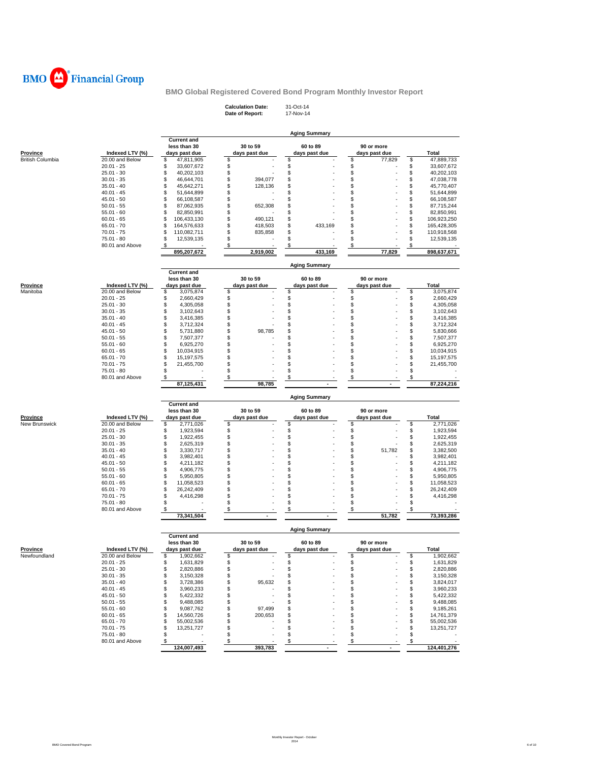BMO Financial Group

## BMO Global Registered Covered Bond Program Monthly Investor Report

**Calculation Date:** 31-Oct-14
**Date of Report:** 17-Nov-14

### Aging Summary

| Province | Indexed LTV (%) | Current and less than 30 days past due | 30 to 59 days past due | 60 to 89 days past due | 90 or more days past due | Total |
|---|---|---|---|---|---|---|
| British Columbia | 20.00 and Below | $ 47,811,905 | $ - | $ - | $ 77,829 | $ 47,889,733 |
| | 20.01 - 25 | $ 33,607,672 | $ - | $ - | $ - | $ 33,607,672 |
| | 25.01 - 30 | $ 40,202,103 | $ - | $ - | $ - | $ 40,202,103 |
| | 30.01 - 35 | $ 46,644,701 | $ 394,077 | $ - | $ - | $ 47,038,778 |
| | 35.01 - 40 | $ 45,642,271 | $ 128,136 | $ - | $ - | $ 45,770,407 |
| | 40.01 - 45 | $ 51,644,899 | $ - | $ - | $ - | $ 51,644,899 |
| | 45.01 - 50 | $ 66,108,587 | $ - | $ - | $ - | $ 66,108,587 |
| | 50.01 - 55 | $ 87,062,935 | $ 652,308 | $ - | $ - | $ 87,715,244 |
| | 55.01 - 60 | $ 82,850,991 | $ - | $ - | $ - | $ 82,850,991 |
| | 60.01 - 65 | $ 106,433,130 | $ 490,121 | $ - | $ - | $ 106,923,250 |
| | 65.01 - 70 | $ 164,576,633 | $ 418,503 | $ 433,169 | $ - | $ 165,428,305 |
| | 70.01 - 75 | $ 110,082,711 | $ 835,858 | $ - | $ - | $ 110,918,568 |
| | 75.01 - 80 | $ 12,539,135 | $ - | $ - | $ - | $ 12,539,135 |
| | 80.01 and Above | $ - | $ - | $ - | $ - | $ - |
| | | 895,207,672 | 2,919,002 | 433,169 | 77,829 | 898,637,671 |

### Aging Summary

| Province | Indexed LTV (%) | Current and less than 30 days past due | 30 to 59 days past due | 60 to 89 days past due | 90 or more days past due | Total |
|---|---|---|---|---|---|---|
| Manitoba | 20.00 and Below | $ 3,075,874 | $ - | $ - | $ - | $ 3,075,874 |
| | 20.01 - 25 | $ 2,660,429 | $ - | $ - | $ - | $ 2,660,429 |
| | 25.01 - 30 | $ 4,305,058 | $ - | $ - | $ - | $ 4,305,058 |
| | 30.01 - 35 | $ 3,102,643 | $ - | $ - | $ - | $ 3,102,643 |
| | 35.01 - 40 | $ 3,416,385 | $ - | $ - | $ - | $ 3,416,385 |
| | 40.01 - 45 | $ 3,712,324 | $ - | $ - | $ - | $ 3,712,324 |
| | 45.01 - 50 | $ 5,731,880 | $ 98,785 | $ - | $ - | $ 5,830,666 |
| | 50.01 - 55 | $ 7,507,377 | $ - | $ - | $ - | $ 7,507,377 |
| | 55.01 - 60 | $ 6,925,270 | $ - | $ - | $ - | $ 6,925,270 |
| | 60.01 - 65 | $ 10,034,915 | $ - | $ - | $ - | $ 10,034,915 |
| | 65.01 - 70 | $ 15,197,575 | $ - | $ - | $ - | $ 15,197,575 |
| | 70.01 - 75 | $ 21,455,700 | $ - | $ - | $ - | $ 21,455,700 |
| | 75.01 - 80 | $ - | $ - | $ - | $ - | $ - |
| | 80.01 and Above | $ - | $ - | $ - | $ - | $ - |
| | | 87,125,431 | 98,785 | - | - | 87,224,216 |

### Aging Summary

| Province | Indexed LTV (%) | Current and less than 30 days past due | 30 to 59 days past due | 60 to 89 days past due | 90 or more days past due | Total |
|---|---|---|---|---|---|---|
| New Brunswick | 20.00 and Below | $ 2,771,026 | $ - | $ - | $ - | $ 2,771,026 |
| | 20.01 - 25 | $ 1,923,594 | $ - | $ - | $ - | $ 1,923,594 |
| | 25.01 - 30 | $ 1,922,455 | $ - | $ - | $ - | $ 1,922,455 |
| | 30.01 - 35 | $ 2,625,319 | $ - | $ - | $ - | $ 2,625,319 |
| | 35.01 - 40 | $ 3,330,717 | $ - | $ - | $ 51,782 | $ 3,382,500 |
| | 40.01 - 45 | $ 3,982,401 | $ - | $ - | $ - | $ 3,982,401 |
| | 45.01 - 50 | $ 4,211,182 | $ - | $ - | $ - | $ 4,211,182 |
| | 50.01 - 55 | $ 4,906,775 | $ - | $ - | $ - | $ 4,906,775 |
| | 55.01 - 60 | $ 5,950,805 | $ - | $ - | $ - | $ 5,950,805 |
| | 60.01 - 65 | $ 11,058,523 | $ - | $ - | $ - | $ 11,058,523 |
| | 65.01 - 70 | $ 26,242,409 | $ - | $ - | $ - | $ 26,242,409 |
| | 70.01 - 75 | $ 4,416,298 | $ - | $ - | $ - | $ 4,416,298 |
| | 75.01 - 80 | $ - | $ - | $ - | $ - | $ - |
| | 80.01 and Above | $ - | $ - | $ - | $ - | $ - |
| | | 73,341,504 | - | - | 51,782 | 73,393,286 |

### Aging Summary

| Province | Indexed LTV (%) | Current and less than 30 days past due | 30 to 59 days past due | 60 to 89 days past due | 90 or more days past due | Total |
|---|---|---|---|---|---|---|
| Newfoundland | 20.00 and Below | $ 1,902,662 | $ - | $ - | $ - | $ 1,902,662 |
| | 20.01 - 25 | $ 1,631,829 | $ - | $ - | $ - | $ 1,631,829 |
| | 25.01 - 30 | $ 2,820,886 | $ - | $ - | $ - | $ 2,820,886 |
| | 30.01 - 35 | $ 3,150,328 | $ - | $ - | $ - | $ 3,150,328 |
| | 35.01 - 40 | $ 3,728,386 | $ 95,632 | $ - | $ - | $ 3,824,017 |
| | 40.01 - 45 | $ 3,960,233 | $ - | $ - | $ - | $ 3,960,233 |
| | 45.01 - 50 | $ 5,422,332 | $ - | $ - | $ - | $ 5,422,332 |
| | 50.01 - 55 | $ 9,488,085 | $ - | $ - | $ - | $ 9,488,085 |
| | 55.01 - 60 | $ 9,087,762 | $ 97,499 | $ - | $ - | $ 9,185,261 |
| | 60.01 - 65 | $ 14,560,726 | $ 200,653 | $ - | $ - | $ 14,761,379 |
| | 65.01 - 70 | $ 55,002,536 | $ - | $ - | $ - | $ 55,002,536 |
| | 70.01 - 75 | $ 13,251,727 | $ - | $ - | $ - | $ 13,251,727 |
| | 75.01 - 80 | $ - | $ - | $ - | $ - | $ - |
| | 80.01 and Above | $ - | $ - | $ - | $ - | $ - |
| | | 124,007,493 | 393,783 | - | - | 124,401,276 |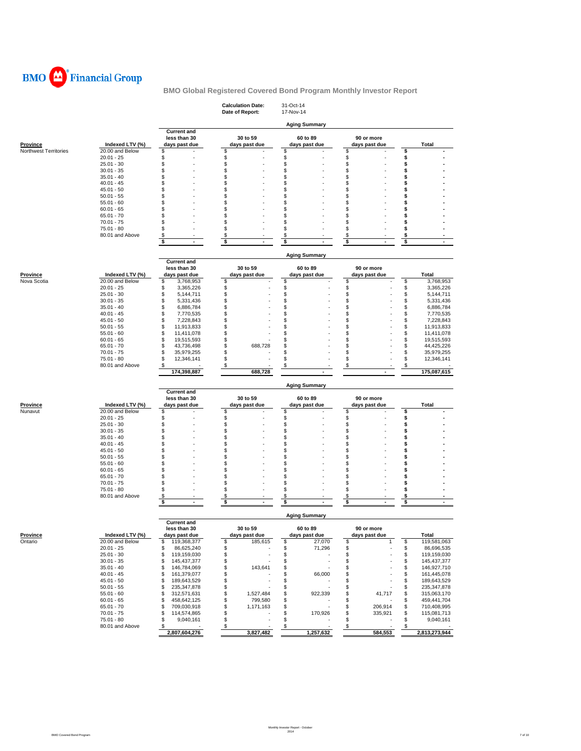BMO Financial Group

**BMO Global Registered Covered Bond Program Monthly Investor Report**

| | |
|---|---|
| **Calculation Date:** | 31-Oct-14 |
| **Date of Report:** | 17-Nov-14 |

**Aging Summary**

| Province | Indexed LTV (%) | Current and less than 30 days past due | 30 to 59 days past due | 60 to 89 days past due | 90 or more days past due | Total |
|---|---|---|---|---|---|---|
| Northwest Territories | 20.00 and Below | $ - | $ - | $ - | $ - | $ - |
| | 20.01 - 25 | $ - | $ - | $ - | $ - | $ - |
| | 25.01 - 30 | $ - | $ - | $ - | $ - | $ - |
| | 30.01 - 35 | $ - | $ - | $ - | $ - | $ - |
| | 35.01 - 40 | $ - | $ - | $ - | $ - | $ - |
| | 40.01 - 45 | $ - | $ - | $ - | $ - | $ - |
| | 45.01 - 50 | $ - | $ - | $ - | $ - | $ - |
| | 50.01 - 55 | $ - | $ - | $ - | $ - | $ - |
| | 55.01 - 60 | $ - | $ - | $ - | $ - | $ - |
| | 60.01 - 65 | $ - | $ - | $ - | $ - | $ - |
| | 65.01 - 70 | $ - | $ - | $ - | $ - | $ - |
| | 70.01 - 75 | $ - | $ - | $ - | $ - | $ - |
| | 75.01 - 80 | $ - | $ - | $ - | $ - | $ - |
| | 80.01 and Above | $ - | $ - | $ - | $ - | $ - |
| | | $ - | $ - | $ - | $ - | $ - |

**Aging Summary**

| Province | Indexed LTV (%) | Current and less than 30 days past due | 30 to 59 days past due | 60 to 89 days past due | 90 or more days past due | Total |
|---|---|---|---|---|---|---|
| Nova Scotia | 20.00 and Below | $ 3,768,953 | $ - | $ - | $ - | $ 3,768,953 |
| | 20.01 - 25 | $ 3,365,226 | $ - | $ - | $ - | $ 3,365,226 |
| | 25.01 - 30 | $ 5,144,711 | $ - | $ - | $ - | $ 5,144,711 |
| | 30.01 - 35 | $ 5,331,436 | $ - | $ - | $ - | $ 5,331,436 |
| | 35.01 - 40 | $ 6,886,784 | $ - | $ - | $ - | $ 6,886,784 |
| | 40.01 - 45 | $ 7,770,535 | $ - | $ - | $ - | $ 7,770,535 |
| | 45.01 - 50 | $ 7,228,843 | $ - | $ - | $ - | $ 7,228,843 |
| | 50.01 - 55 | $ 11,913,833 | $ - | $ - | $ - | $ 11,913,833 |
| | 55.01 - 60 | $ 11,411,078 | $ - | $ - | $ - | $ 11,411,078 |
| | 60.01 - 65 | $ 19,515,593 | $ - | $ - | $ - | $ 19,515,593 |
| | 65.01 - 70 | $ 43,736,498 | $ 688,728 | $ - | $ - | $ 44,425,226 |
| | 70.01 - 75 | $ 35,979,255 | $ - | $ - | $ - | $ 35,979,255 |
| | 75.01 - 80 | $ 12,346,141 | $ - | $ - | $ - | $ 12,346,141 |
| | 80.01 and Above | $ - | $ - | $ - | $ - | $ - |
| | | 174,398,887 | 688,728 | - | - | 175,087,615 |

**Aging Summary**

| Province | Indexed LTV (%) | Current and less than 30 days past due | 30 to 59 days past due | 60 to 89 days past due | 90 or more days past due | Total |
|---|---|---|---|---|---|---|
| Nunavut | 20.00 and Below | $ - | $ - | $ - | $ - | $ - |
| | 20.01 - 25 | $ - | $ - | $ - | $ - | $ - |
| | 25.01 - 30 | $ - | $ - | $ - | $ - | $ - |
| | 30.01 - 35 | $ - | $ - | $ - | $ - | $ - |
| | 35.01 - 40 | $ - | $ - | $ - | $ - | $ - |
| | 40.01 - 45 | $ - | $ - | $ - | $ - | $ - |
| | 45.01 - 50 | $ - | $ - | $ - | $ - | $ - |
| | 50.01 - 55 | $ - | $ - | $ - | $ - | $ - |
| | 55.01 - 60 | $ - | $ - | $ - | $ - | $ - |
| | 60.01 - 65 | $ - | $ - | $ - | $ - | $ - |
| | 65.01 - 70 | $ - | $ - | $ - | $ - | $ - |
| | 70.01 - 75 | $ - | $ - | $ - | $ - | $ - |
| | 75.01 - 80 | $ - | $ - | $ - | $ - | $ - |
| | 80.01 and Above | $ - | $ - | $ - | $ - | $ - |
| | | $ - | $ - | $ - | $ - | $ - |

**Aging Summary**

| Province | Indexed LTV (%) | Current and less than 30 days past due | 30 to 59 days past due | 60 to 89 days past due | 90 or more days past due | Total |
|---|---|---|---|---|---|---|
| Ontario | 20.00 and Below | $ 119,368,377 | $ 185,615 | $ 27,070 | $ 1 | $ 119,581,063 |
| | 20.01 - 25 | $ 86,625,240 | $ - | $ 71,296 | $ - | $ 86,696,535 |
| | 25.01 - 30 | $ 119,159,030 | $ - | $ - | $ - | $ 119,159,030 |
| | 30.01 - 35 | $ 145,437,377 | $ - | $ - | $ - | $ 145,437,377 |
| | 35.01 - 40 | $ 146,784,069 | $ 143,641 | $ - | $ - | $ 146,927,710 |
| | 40.01 - 45 | $ 161,379,077 | $ - | $ 66,000 | $ - | $ 161,445,078 |
| | 45.01 - 50 | $ 189,643,529 | $ - | $ - | $ - | $ 189,643,529 |
| | 50.01 - 55 | $ 235,347,878 | $ - | $ - | $ - | $ 235,347,878 |
| | 55.01 - 60 | $ 312,571,631 | $ 1,527,484 | $ 922,339 | $ 41,717 | $ 315,063,170 |
| | 60.01 - 65 | $ 458,642,125 | $ 799,580 | $ - | $ - | $ 459,441,704 |
| | 65.01 - 70 | $ 709,030,918 | $ 1,171,163 | $ - | $ 206,914 | $ 710,408,995 |
| | 70.01 - 75 | $ 114,574,865 | $ - | $ 170,926 | $ 335,921 | $ 115,081,713 |
| | 75.01 - 80 | $ 9,040,161 | $ - | $ - | $ - | $ 9,040,161 |
| | 80.01 and Above | $ - | $ - | $ - | $ - | $ - |
| | | 2,807,604,276 | 3,827,482 | 1,257,632 | 584,553 | 2,813,273,944 |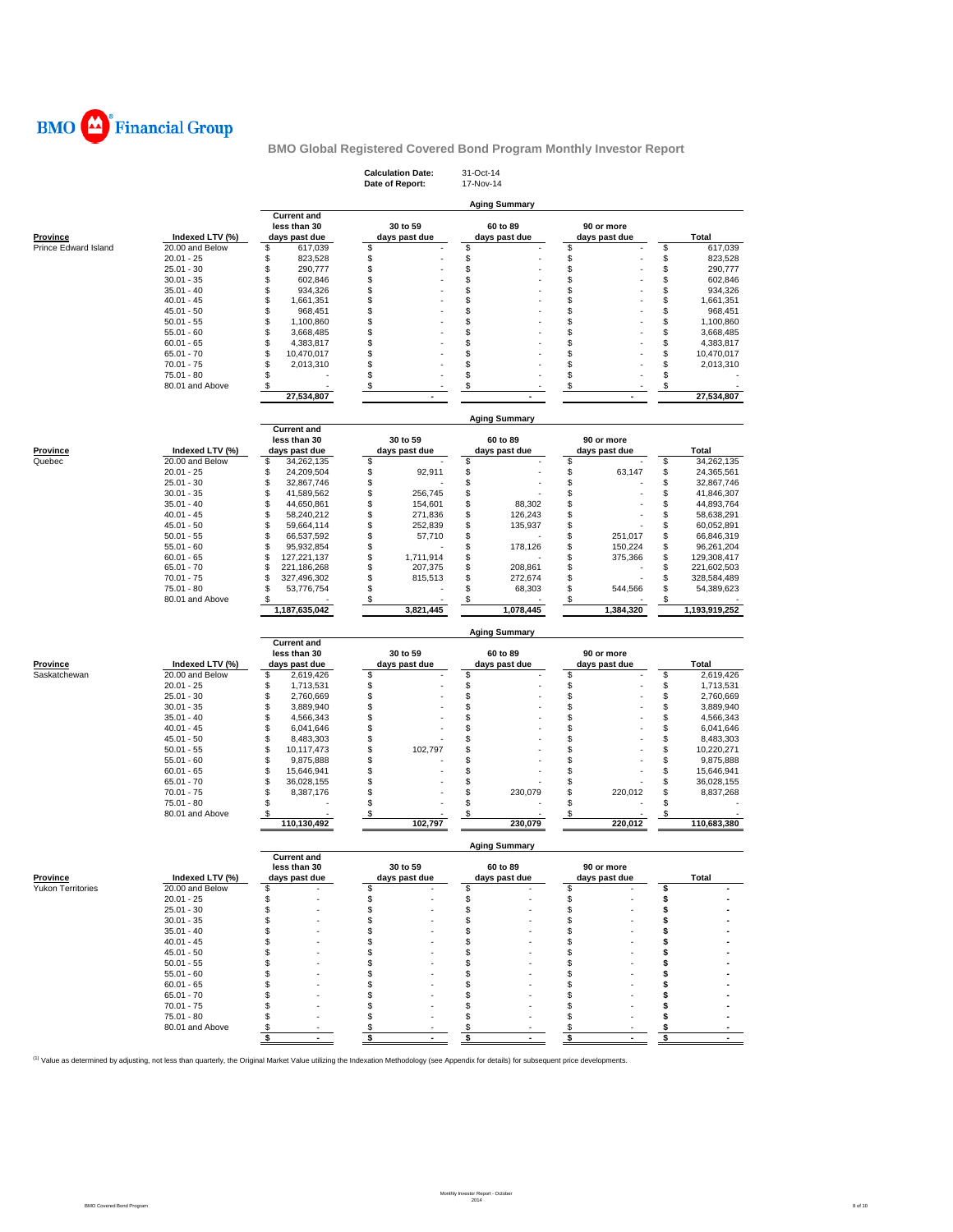BMO Financial Group

# BMO Global Registered Covered Bond Program Monthly Investor Report

**Calculation Date:** 31-Oct-14
**Date of Report:** 17-Nov-14

**Aging Summary**

| Province | Indexed LTV (%) | Current and less than 30 days past due | 30 to 59 days past due | 60 to 89 days past due | 90 or more days past due | Total |
|---|---|---|---|---|---|---|
| Prince Edward Island | 20.00 and Below | $ 617,039 | $ - | $ - | $ - | $ 617,039 |
| | 20.01 - 25 | $ 823,528 | $ - | $ - | $ - | $ 823,528 |
| | 25.01 - 30 | $ 290,777 | $ - | $ - | $ - | $ 290,777 |
| | 30.01 - 35 | $ 602,846 | $ - | $ - | $ - | $ 602,846 |
| | 35.01 - 40 | $ 934,326 | $ - | $ - | $ - | $ 934,326 |
| | 40.01 - 45 | $ 1,661,351 | $ - | $ - | $ - | $ 1,661,351 |
| | 45.01 - 50 | $ 968,451 | $ - | $ - | $ - | $ 968,451 |
| | 50.01 - 55 | $ 1,100,860 | $ - | $ - | $ - | $ 1,100,860 |
| | 55.01 - 60 | $ 3,668,485 | $ - | $ - | $ - | $ 3,668,485 |
| | 60.01 - 65 | $ 4,383,817 | $ - | $ - | $ - | $ 4,383,817 |
| | 65.01 - 70 | $ 10,470,017 | $ - | $ - | $ - | $ 10,470,017 |
| | 70.01 - 75 | $ 2,013,310 | $ - | $ - | $ - | $ 2,013,310 |
| | 75.01 - 80 | $ - | $ - | $ - | $ - | $ - |
| | 80.01 and Above | $ - | $ - | $ - | $ - | $ - |
| | | 27,534,807 | - | - | - | 27,534,807 |

**Aging Summary**

| Province | Indexed LTV (%) | Current and less than 30 days past due | 30 to 59 days past due | 60 to 89 days past due | 90 or more days past due | Total |
|---|---|---|---|---|---|---|
| Quebec | 20.00 and Below | $ 34,262,135 | $ - | $ - | $ - | $ 34,262,135 |
| | 20.01 - 25 | $ 24,209,504 | $ 92,911 | $ - | $ 63,147 | $ 24,365,561 |
| | 25.01 - 30 | $ 32,867,746 | $ - | $ - | $ - | $ 32,867,746 |
| | 30.01 - 35 | $ 41,589,562 | $ 256,745 | $ - | $ - | $ 41,846,307 |
| | 35.01 - 40 | $ 44,650,861 | $ 154,601 | $ 88,302 | $ - | $ 44,893,764 |
| | 40.01 - 45 | $ 58,240,212 | $ 271,836 | $ 126,243 | $ - | $ 58,638,291 |
| | 45.01 - 50 | $ 59,664,114 | $ 252,839 | $ 135,937 | $ - | $ 60,052,891 |
| | 50.01 - 55 | $ 66,537,592 | $ 57,710 | $ - | $ 251,017 | $ 66,846,319 |
| | 55.01 - 60 | $ 95,932,854 | $ - | $ 178,126 | $ 150,224 | $ 96,261,204 |
| | 60.01 - 65 | $ 127,221,137 | $ 1,711,914 | $ - | $ 375,366 | $ 129,308,417 |
| | 65.01 - 70 | $ 221,186,268 | $ 207,375 | $ 208,861 | $ - | $ 221,602,503 |
| | 70.01 - 75 | $ 327,496,302 | $ 815,513 | $ 272,674 | $ - | $ 328,584,489 |
| | 75.01 - 80 | $ 53,776,754 | $ - | $ 68,303 | $ 544,566 | $ 54,389,623 |
| | 80.01 and Above | $ - | $ - | $ - | $ - | $ - |
| | | 1,187,635,042 | 3,821,445 | 1,078,445 | 1,384,320 | 1,193,919,252 |

**Aging Summary**

| Province | Indexed LTV (%) | Current and less than 30 days past due | 30 to 59 days past due | 60 to 89 days past due | 90 or more days past due | Total |
|---|---|---|---|---|---|---|
| Saskatchewan | 20.00 and Below | $ 2,619,426 | $ - | $ - | $ - | $ 2,619,426 |
| | 20.01 - 25 | $ 1,713,531 | $ - | $ - | $ - | $ 1,713,531 |
| | 25.01 - 30 | $ 2,760,669 | $ - | $ - | $ - | $ 2,760,669 |
| | 30.01 - 35 | $ 3,889,940 | $ - | $ - | $ - | $ 3,889,940 |
| | 35.01 - 40 | $ 4,566,343 | $ - | $ - | $ - | $ 4,566,343 |
| | 40.01 - 45 | $ 6,041,646 | $ - | $ - | $ - | $ 6,041,646 |
| | 45.01 - 50 | $ 8,483,303 | $ - | $ - | $ - | $ 8,483,303 |
| | 50.01 - 55 | $ 10,117,473 | $ 102,797 | $ - | $ - | $ 10,220,271 |
| | 55.01 - 60 | $ 9,875,888 | $ - | $ - | $ - | $ 9,875,888 |
| | 60.01 - 65 | $ 15,646,941 | $ - | $ - | $ - | $ 15,646,941 |
| | 65.01 - 70 | $ 36,028,155 | $ - | $ - | $ - | $ 36,028,155 |
| | 70.01 - 75 | $ 8,387,176 | $ - | $ 230,079 | $ 220,012 | $ 8,837,268 |
| | 75.01 - 80 | $ - | $ - | $ - | $ - | $ - |
| | 80.01 and Above | $ - | $ - | $ - | $ - | $ - |
| | | 110,130,492 | 102,797 | 230,079 | 220,012 | 110,683,380 |

**Aging Summary**

| Province | Indexed LTV (%) | Current and less than 30 days past due | 30 to 59 days past due | 60 to 89 days past due | 90 or more days past due | Total |
|---|---|---|---|---|---|---|
| Yukon Territories | 20.00 and Below | $ - | $ - | $ - | $ - | $ - |
| | 20.01 - 25 | $ - | $ - | $ - | $ - | $ - |
| | 25.01 - 30 | $ - | $ - | $ - | $ - | $ - |
| | 30.01 - 35 | $ - | $ - | $ - | $ - | $ - |
| | 35.01 - 40 | $ - | $ - | $ - | $ - | $ - |
| | 40.01 - 45 | $ - | $ - | $ - | $ - | $ - |
| | 45.01 - 50 | $ - | $ - | $ - | $ - | $ - |
| | 50.01 - 55 | $ - | $ - | $ - | $ - | $ - |
| | 55.01 - 60 | $ - | $ - | $ - | $ - | $ - |
| | 60.01 - 65 | $ - | $ - | $ - | $ - | $ - |
| | 65.01 - 70 | $ - | $ - | $ - | $ - | $ - |
| | 70.01 - 75 | $ - | $ - | $ - | $ - | $ - |
| | 75.01 - 80 | $ - | $ - | $ - | $ - | $ - |
| | 80.01 and Above | $ - | $ - | $ - | $ - | $ - |
| | | $ - | $ - | $ - | $ - | $ - |

[1] Value as determined by adjusting, not less than quarterly, the Original Market Value utilizing the Indexation Methodology (see Appendix for details) for subsequent price developments.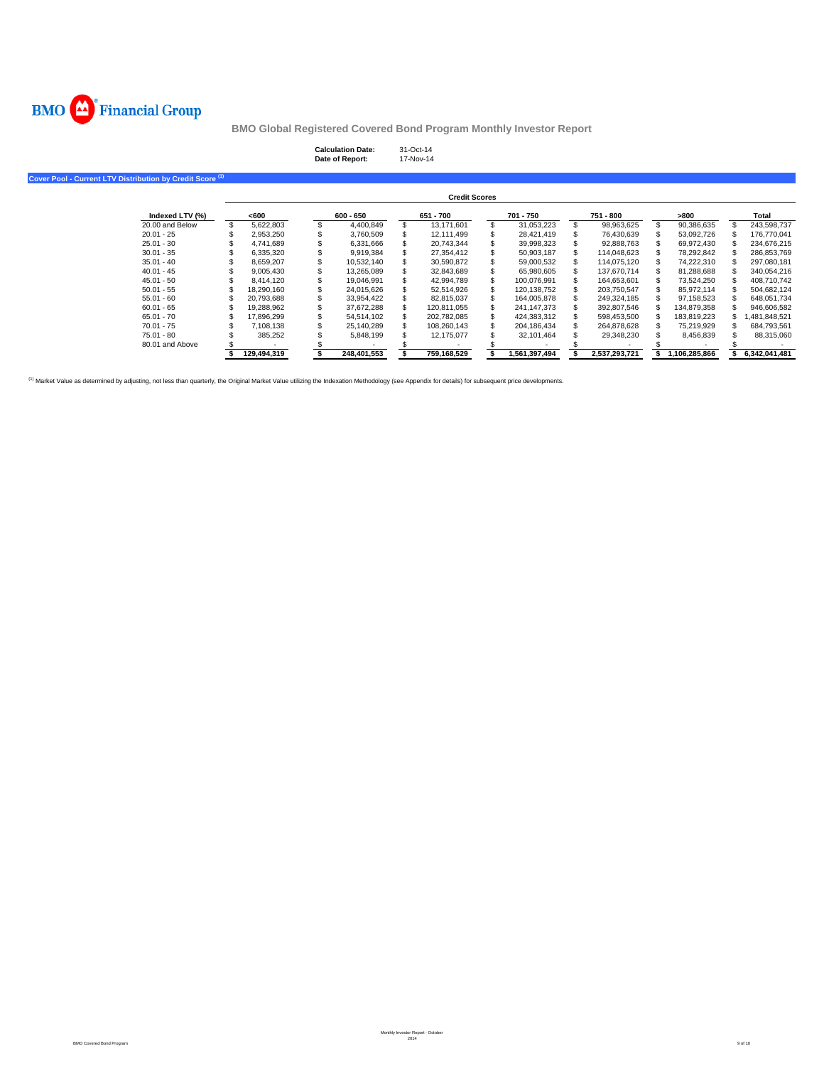**BMO Financial Group**

## BMO Global Registered Covered Bond Program Monthly Investor Report

**Calculation Date:** 31-Oct-14
**Date of Report:** 17-Nov-14

### Cover Pool - Current LTV Distribution by Credit Score [(1)]

| | Credit Scores | | | | | | |
|---|---|---|---|---|---|---|---|
| **Indexed LTV (%)** | **<600** | **600 - 650** | **651 - 700** | **701 - 750** | **751 - 800** | **>800** | **Total** |
| 20.00 and Below | $ 5,622,803 | $ 4,400,849 | $ 13,171,601 | $ 31,053,223 | $ 98,963,625 | $ 90,386,635 | $ 243,598,737 |
| 20.01 - 25 | $ 2,953,250 | $ 3,760,509 | $ 12,111,499 | $ 28,421,419 | $ 76,430,639 | $ 53,092,726 | $ 176,770,041 |
| 25.01 - 30 | $ 4,741,689 | $ 6,331,666 | $ 20,743,344 | $ 39,998,323 | $ 92,888,763 | $ 69,972,430 | $ 234,676,215 |
| 30.01 - 35 | $ 6,335,320 | $ 9,919,384 | $ 27,354,412 | $ 50,903,187 | $ 114,048,623 | $ 78,292,842 | $ 286,853,769 |
| 35.01 - 40 | $ 8,659,207 | $ 10,532,140 | $ 30,590,872 | $ 59,000,532 | $ 114,075,120 | $ 74,222,310 | $ 297,080,181 |
| 40.01 - 45 | $ 9,005,430 | $ 13,265,089 | $ 32,843,689 | $ 65,980,605 | $ 137,670,714 | $ 81,288,688 | $ 340,054,216 |
| 45.01 - 50 | $ 8,414,120 | $ 19,046,991 | $ 42,994,789 | $ 100,076,991 | $ 164,653,601 | $ 73,524,250 | $ 408,710,742 |
| 50.01 - 55 | $ 18,290,160 | $ 24,015,626 | $ 52,514,926 | $ 120,138,752 | $ 203,750,547 | $ 85,972,114 | $ 504,682,124 |
| 55.01 - 60 | $ 20,793,688 | $ 33,954,422 | $ 82,815,037 | $ 164,005,878 | $ 249,324,185 | $ 97,158,523 | $ 648,051,734 |
| 60.01 - 65 | $ 19,288,962 | $ 37,672,288 | $ 120,811,055 | $ 241,147,373 | $ 392,807,546 | $ 134,879,358 | $ 946,606,582 |
| 65.01 - 70 | $ 17,896,299 | $ 54,514,102 | $ 202,782,085 | $ 424,383,312 | $ 598,453,500 | $ 183,819,223 | $ 1,481,848,521 |
| 70.01 - 75 | $ 7,108,138 | $ 25,140,289 | $ 108,260,143 | $ 204,186,434 | $ 264,878,628 | $ 75,219,929 | $ 684,793,561 |
| 75.01 - 80 | $ 385,252 | $ 5,848,199 | $ 12,175,077 | $ 32,101,464 | $ 29,348,230 | $ 8,456,839 | $ 88,315,060 |
| 80.01 and Above | $ - | $ - | $ - | $ - | $ - | $ - | $ - |
| | **$ 129,494,319** | **$ 248,401,553** | **$ 759,168,529** | **$ 1,561,397,494** | **$ 2,537,293,721** | **$ 1,106,285,866** | **$ 6,342,041,481** |

[(1)] Market Value as determined by adjusting, not less than quarterly, the Original Market Value utilizing the Indexation Methodology (see Appendix for details) for subsequent price developments.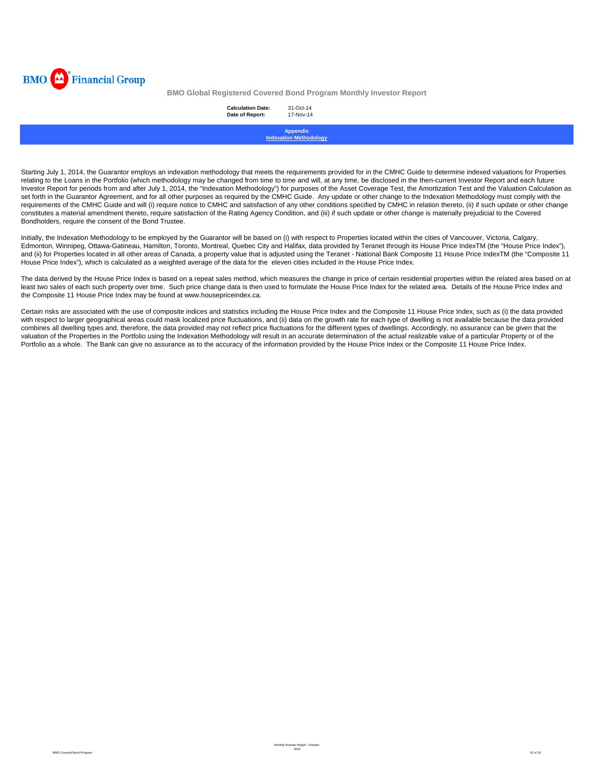BMO Financial Group

## BMO Global Registered Covered Bond Program Monthly Investor Report

| | |
|---|---|
| **Calculation Date:** | 31-Oct-14 |
| **Date of Report:** | 17-Nov-14 |

### Appendix
### Indexation Methodology

Starting July 1, 2014, the Guarantor employs an indexation methodology that meets the requirements provided for in the CMHC Guide to determine indexed valuations for Properties relating to the Loans in the Portfolio (which methodology may be changed from time to time and will, at any time, be disclosed in the then-current Investor Report and each future Investor Report for periods from and after July 1, 2014, the "Indexation Methodology") for purposes of the Asset Coverage Test, the Amortization Test and the Valuation Calculation as set forth in the Guarantor Agreement, and for all other purposes as required by the CMHC Guide. Any update or other change to the Indexation Methodology must comply with the requirements of the CMHC Guide and will (i) require notice to CMHC and satisfaction of any other conditions specified by CMHC in relation thereto, (ii) if such update or other change constitutes a material amendment thereto, require satisfaction of the Rating Agency Condition, and (iii) if such update or other change is materially prejudicial to the Covered Bondholders, require the consent of the Bond Trustee.

Initially, the Indexation Methodology to be employed by the Guarantor will be based on (i) with respect to Properties located within the cities of Vancouver, Victoria, Calgary, Edmonton, Winnipeg, Ottawa-Gatineau, Hamilton, Toronto, Montreal, Quebec City and Halifax, data provided by Teranet through its House Price IndexTM (the "House Price Index"), and (ii) for Properties located in all other areas of Canada, a property value that is adjusted using the Teranet - National Bank Composite 11 House Price IndexTM (the "Composite 11 House Price Index"), which is calculated as a weighted average of the data for the eleven cities included in the House Price Index.

The data derived by the House Price Index is based on a repeat sales method, which measures the change in price of certain residential properties within the related area based on at least two sales of each such property over time. Such price change data is then used to formulate the House Price Index for the related area. Details of the House Price Index and the Composite 11 House Price Index may be found at www.housepriceindex.ca.

Certain risks are associated with the use of composite indices and statistics including the House Price Index and the Composite 11 House Price Index, such as (i) the data provided with respect to larger geographical areas could mask localized price fluctuations, and (ii) data on the growth rate for each type of dwelling is not available because the data provided combines all dwelling types and, therefore, the data provided may not reflect price fluctuations for the different types of dwellings. Accordingly, no assurance can be given that the valuation of the Properties in the Portfolio using the Indexation Methodology will result in an accurate determination of the actual realizable value of a particular Property or of the Portfolio as a whole. The Bank can give no assurance as to the accuracy of the information provided by the House Price Index or the Composite 11 House Price Index.